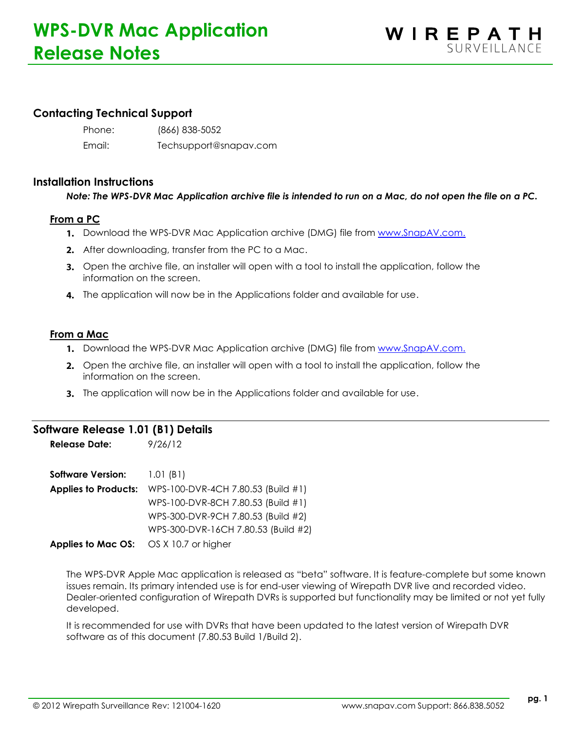# WPS-DVR Mac Application Release Notes

WIREPATH SURVEILLANCE

## Contacting Technical Support

Phone: (866) 838-5052

Email: Techsupport@snapav.com

## Installation Instructions

***Note: The WPS-DVR Mac Application archive file is intended to run on a Mac, do not open the file on a PC.***

### From a PC

1. Download the WPS-DVR Mac Application archive (DMG) file from www.SnapAV.com.
2. After downloading, transfer from the PC to a Mac.
3. Open the archive file, an installer will open with a tool to install the application, follow the information on the screen.
4. The application will now be in the Applications folder and available for use.

### From a Mac

1. Download the WPS-DVR Mac Application archive (DMG) file from www.SnapAV.com.
2. Open the archive file, an installer will open with a tool to install the application, follow the information on the screen.
3. The application will now be in the Applications folder and available for use.

## Software Release 1.01 (B1) Details

**Release Date:** 9/26/12

**Software Version:** 1.01 (B1)

**Applies to Products:** WPS-100-DVR-4CH 7.80.53 (Build #1)
WPS-100-DVR-8CH 7.80.53 (Build #1)
WPS-300-DVR-9CH 7.80.53 (Build #2)
WPS-300-DVR-16CH 7.80.53 (Build #2)

**Applies to Mac OS:** OS X 10.7 or higher

The WPS-DVR Apple Mac application is released as "beta" software. It is feature-complete but some known issues remain. Its primary intended use is for end-user viewing of Wirepath DVR live and recorded video. Dealer-oriented configuration of Wirepath DVRs is supported but functionality may be limited or not yet fully developed.

It is recommended for use with DVRs that have been updated to the latest version of Wirepath DVR software as of this document (7.80.53 Build 1/Build 2).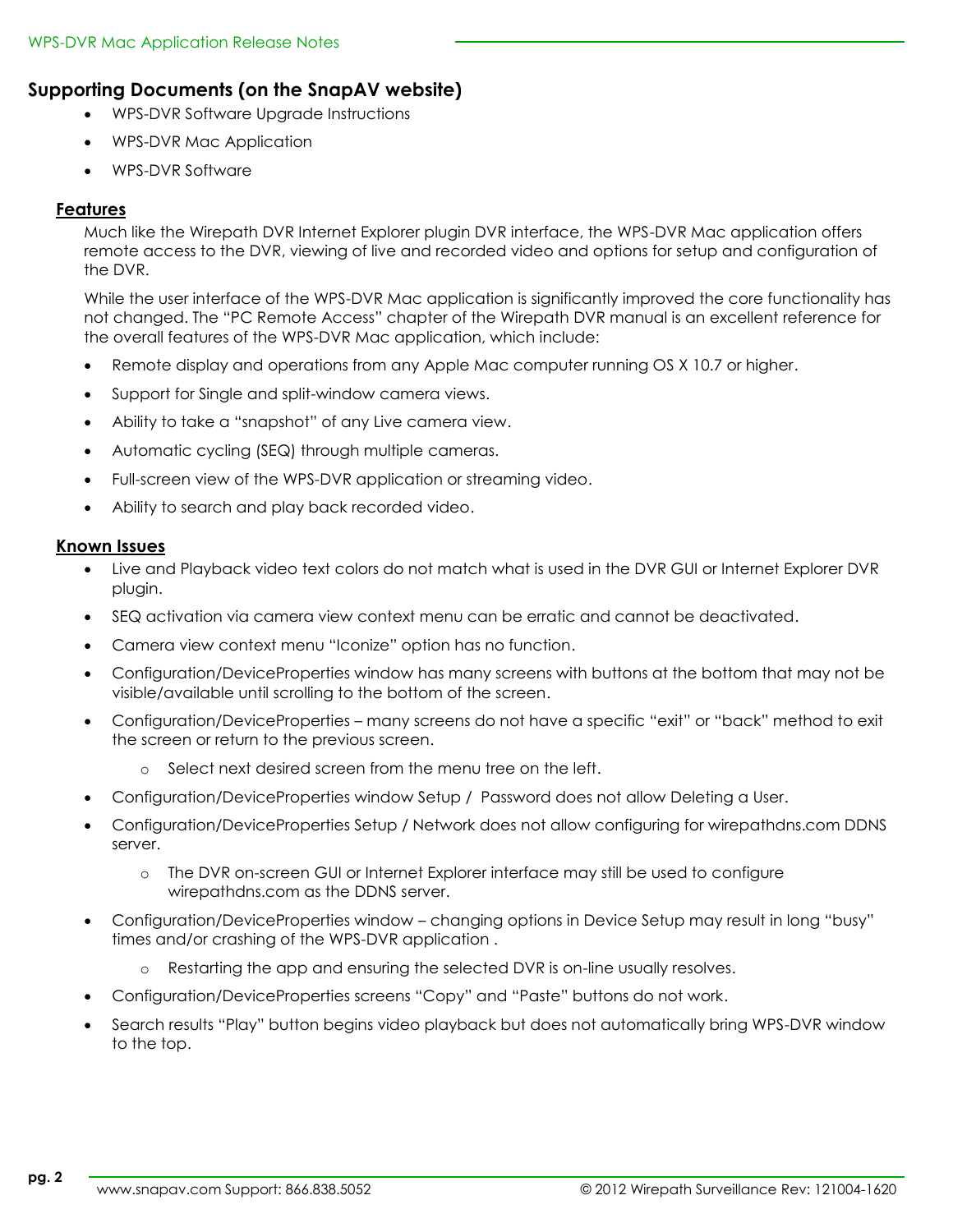## Supporting Documents (on the SnapAV website)

- WPS-DVR Software Upgrade Instructions
- WPS-DVR Mac Application
- WPS-DVR Software

### Features

Much like the Wirepath DVR Internet Explorer plugin DVR interface, the WPS-DVR Mac application offers remote access to the DVR, viewing of live and recorded video and options for setup and configuration of the DVR.

While the user interface of the WPS-DVR Mac application is significantly improved the core functionality has not changed. The "PC Remote Access" chapter of the Wirepath DVR manual is an excellent reference for the overall features of the WPS-DVR Mac application, which include:

- Remote display and operations from any Apple Mac computer running OS X 10.7 or higher.
- Support for Single and split-window camera views.
- Ability to take a "snapshot" of any Live camera view.
- Automatic cycling (SEQ) through multiple cameras.
- Full-screen view of the WPS-DVR application or streaming video.
- Ability to search and play back recorded video.

### Known Issues

- Live and Playback video text colors do not match what is used in the DVR GUI or Internet Explorer DVR plugin.
- SEQ activation via camera view context menu can be erratic and cannot be deactivated.
- Camera view context menu "Iconize" option has no function.
- Configuration/DeviceProperties window has many screens with buttons at the bottom that may not be visible/available until scrolling to the bottom of the screen.
- Configuration/DeviceProperties – many screens do not have a specific "exit" or "back" method to exit the screen or return to the previous screen.
  - Select next desired screen from the menu tree on the left.
- Configuration/DeviceProperties window Setup / Password does not allow Deleting a User.
- Configuration/DeviceProperties Setup / Network does not allow configuring for wirepathdns.com DDNS server.
  - The DVR on-screen GUI or Internet Explorer interface may still be used to configure wirepathdns.com as the DDNS server.
- Configuration/DeviceProperties window – changing options in Device Setup may result in long "busy" times and/or crashing of the WPS-DVR application .
  - Restarting the app and ensuring the selected DVR is on-line usually resolves.
- Configuration/DeviceProperties screens "Copy" and "Paste" buttons do not work.
- Search results "Play" button begins video playback but does not automatically bring WPS-DVR window to the top.